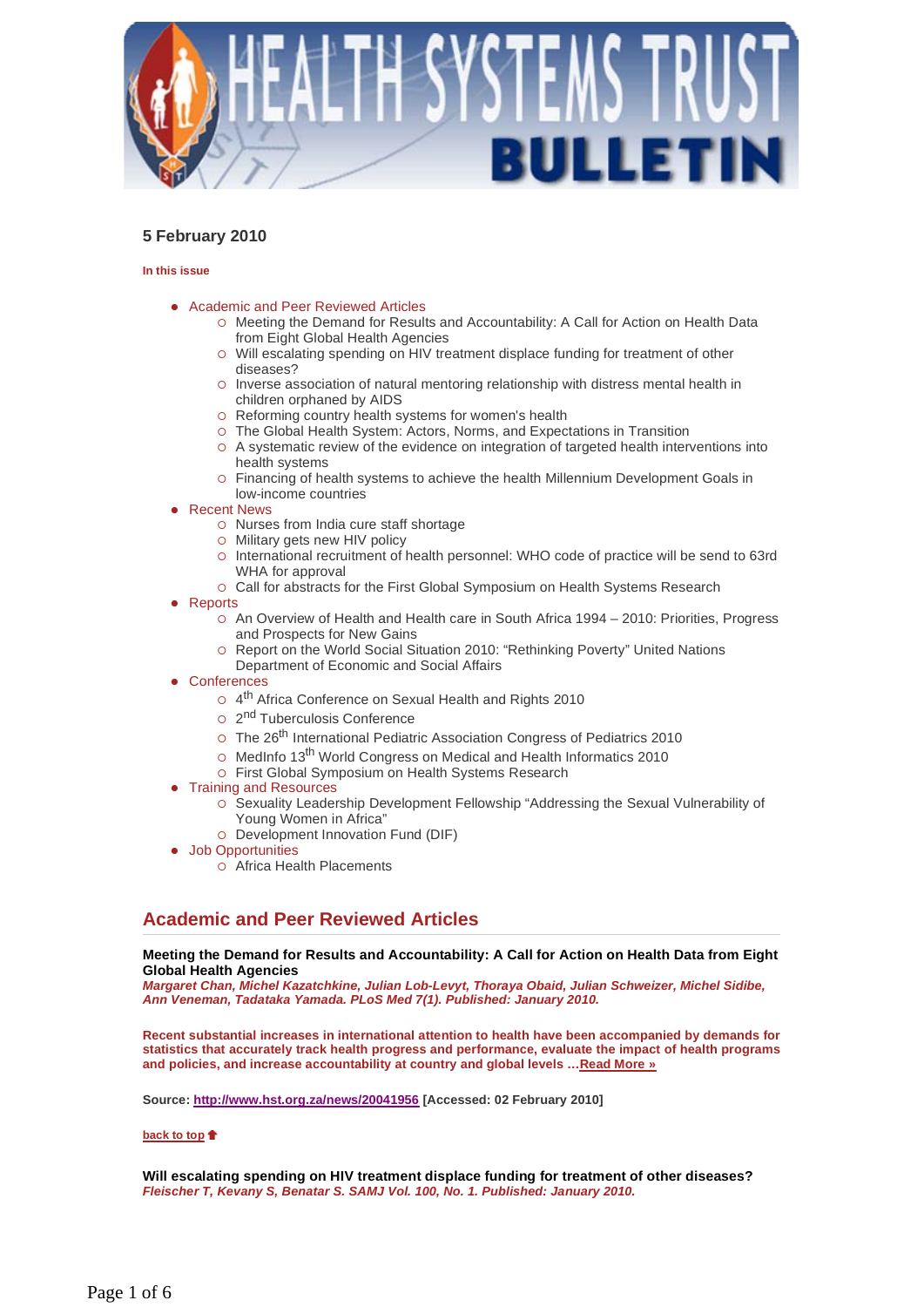# HEALTH SYSTEMS TRUST BULLETIN

### 5 February 2010

**In this issue**

- Academic and Peer Reviewed Articles
  - Meeting the Demand for Results and Accountability: A Call for Action on Health Data from Eight Global Health Agencies
  - Will escalating spending on HIV treatment displace funding for treatment of other diseases?
  - Inverse association of natural mentoring relationship with distress mental health in children orphaned by AIDS
  - Reforming country health systems for women's health
  - The Global Health System: Actors, Norms, and Expectations in Transition
  - A systematic review of the evidence on integration of targeted health interventions into health systems
  - Financing of health systems to achieve the health Millennium Development Goals in low-income countries
- Recent News
  - Nurses from India cure staff shortage
  - Military gets new HIV policy
  - International recruitment of health personnel: WHO code of practice will be send to 63rd WHA for approval
  - Call for abstracts for the First Global Symposium on Health Systems Research
- Reports
  - An Overview of Health and Health care in South Africa 1994 – 2010: Priorities, Progress and Prospects for New Gains
  - Report on the World Social Situation 2010: "Rethinking Poverty" United Nations Department of Economic and Social Affairs
- Conferences
  - 4th Africa Conference on Sexual Health and Rights 2010
  - 2nd Tuberculosis Conference
  - The 26th International Pediatric Association Congress of Pediatrics 2010
  - MedInfo 13th World Congress on Medical and Health Informatics 2010
  - First Global Symposium on Health Systems Research
- Training and Resources
  - Sexuality Leadership Development Fellowship "Addressing the Sexual Vulnerability of Young Women in Africa"
  - Development Innovation Fund (DIF)
- Job Opportunities
  - Africa Health Placements

## Academic and Peer Reviewed Articles

**Meeting the Demand for Results and Accountability: A Call for Action on Health Data from Eight Global Health Agencies**
***Margaret Chan, Michel Kazatchkine, Julian Lob-Levyt, Thoraya Obaid, Julian Schweizer, Michel Sidibe, Ann Veneman, Tadataka Yamada. PLoS Med 7(1). Published: January 2010.***

**Recent substantial increases in international attention to health have been accompanied by demands for statistics that accurately track health progress and performance, evaluate the impact of health programs and policies, and increase accountability at country and global levels …Read More »**

**Source: http://www.hst.org.za/news/20041956 [Accessed: 02 February 2010]**

**back to top**

**Will escalating spending on HIV treatment displace funding for treatment of other diseases?**
***Fleischer T, Kevany S, Benatar S. SAMJ Vol. 100, No. 1. Published: January 2010.***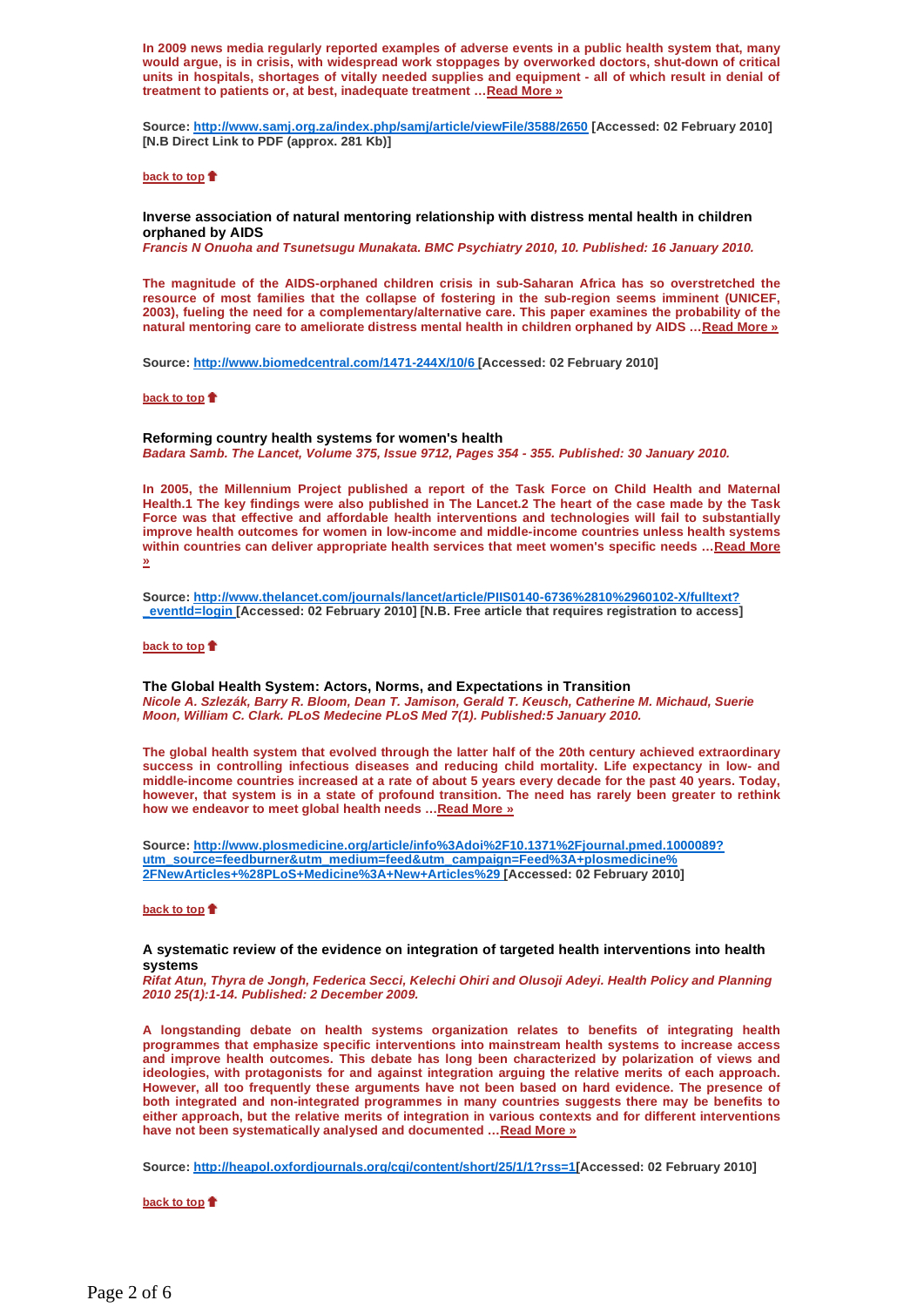**In 2009 news media regularly reported examples of adverse events in a public health system that, many would argue, is in crisis, with widespread work stoppages by overworked doctors, shut-down of critical units in hospitals, shortages of vitally needed supplies and equipment - all of which result in denial of treatment to patients or, at best, inadequate treatment …Read More »**

**Source: http://www.samj.org.za/index.php/samj/article/viewFile/3588/2650 [Accessed: 02 February 2010] [N.B Direct Link to PDF (approx. 281 Kb)]**

**back to top**

### Inverse association of natural mentoring relationship with distress mental health in children orphaned by AIDS

***Francis N Onuoha and Tsunetsugu Munakata. BMC Psychiatry 2010, 10. Published: 16 January 2010.***

**The magnitude of the AIDS-orphaned children crisis in sub-Saharan Africa has so overstretched the resource of most families that the collapse of fostering in the sub-region seems imminent (UNICEF, 2003), fueling the need for a complementary/alternative care. This paper examines the probability of the natural mentoring care to ameliorate distress mental health in children orphaned by AIDS …Read More »**

**Source: http://www.biomedcentral.com/1471-244X/10/6 [Accessed: 02 February 2010]**

**back to top**

### Reforming country health systems for women's health

***Badara Samb. The Lancet, Volume 375, Issue 9712, Pages 354 - 355. Published: 30 January 2010.***

**In 2005, the Millennium Project published a report of the Task Force on Child Health and Maternal Health.1 The key findings were also published in The Lancet.2 The heart of the case made by the Task Force was that effective and affordable health interventions and technologies will fail to substantially improve health outcomes for women in low-income and middle-income countries unless health systems within countries can deliver appropriate health services that meet women's specific needs …Read More »**

**Source: http://www.thelancet.com/journals/lancet/article/PIIS0140-6736%2810%2960102-X/fulltext?_eventId=login [Accessed: 02 February 2010] [N.B. Free article that requires registration to access]**

**back to top**

### The Global Health System: Actors, Norms, and Expectations in Transition

***Nicole A. Szlezák, Barry R. Bloom, Dean T. Jamison, Gerald T. Keusch, Catherine M. Michaud, Suerie Moon, William C. Clark. PLoS Medecine PLoS Med 7(1). Published:5 January 2010.***

**The global health system that evolved through the latter half of the 20th century achieved extraordinary success in controlling infectious diseases and reducing child mortality. Life expectancy in low- and middle-income countries increased at a rate of about 5 years every decade for the past 40 years. Today, however, that system is in a state of profound transition. The need has rarely been greater to rethink how we endeavor to meet global health needs …Read More »**

**Source: http://www.plosmedicine.org/article/info%3Adoi%2F10.1371%2Fjournal.pmed.1000089?utm_source=feedburner&utm_medium=feed&utm_campaign=Feed%3A+plosmedicine%2FNewArticles+%28PLoS+Medicine%3A+New+Articles%29 [Accessed: 02 February 2010]**

**back to top**

### A systematic review of the evidence on integration of targeted health interventions into health systems

***Rifat Atun, Thyra de Jongh, Federica Secci, Kelechi Ohiri and Olusoji Adeyi. Health Policy and Planning 2010 25(1):1-14. Published: 2 December 2009.***

**A longstanding debate on health systems organization relates to benefits of integrating health programmes that emphasize specific interventions into mainstream health systems to increase access and improve health outcomes. This debate has long been characterized by polarization of views and ideologies, with protagonists for and against integration arguing the relative merits of each approach. However, all too frequently these arguments have not been based on hard evidence. The presence of both integrated and non-integrated programmes in many countries suggests there may be benefits to either approach, but the relative merits of integration in various contexts and for different interventions have not been systematically analysed and documented …Read More »**

**Source: http://heapol.oxfordjournals.org/cgi/content/short/25/1/1?rss=1[Accessed: 02 February 2010]**

**back to top**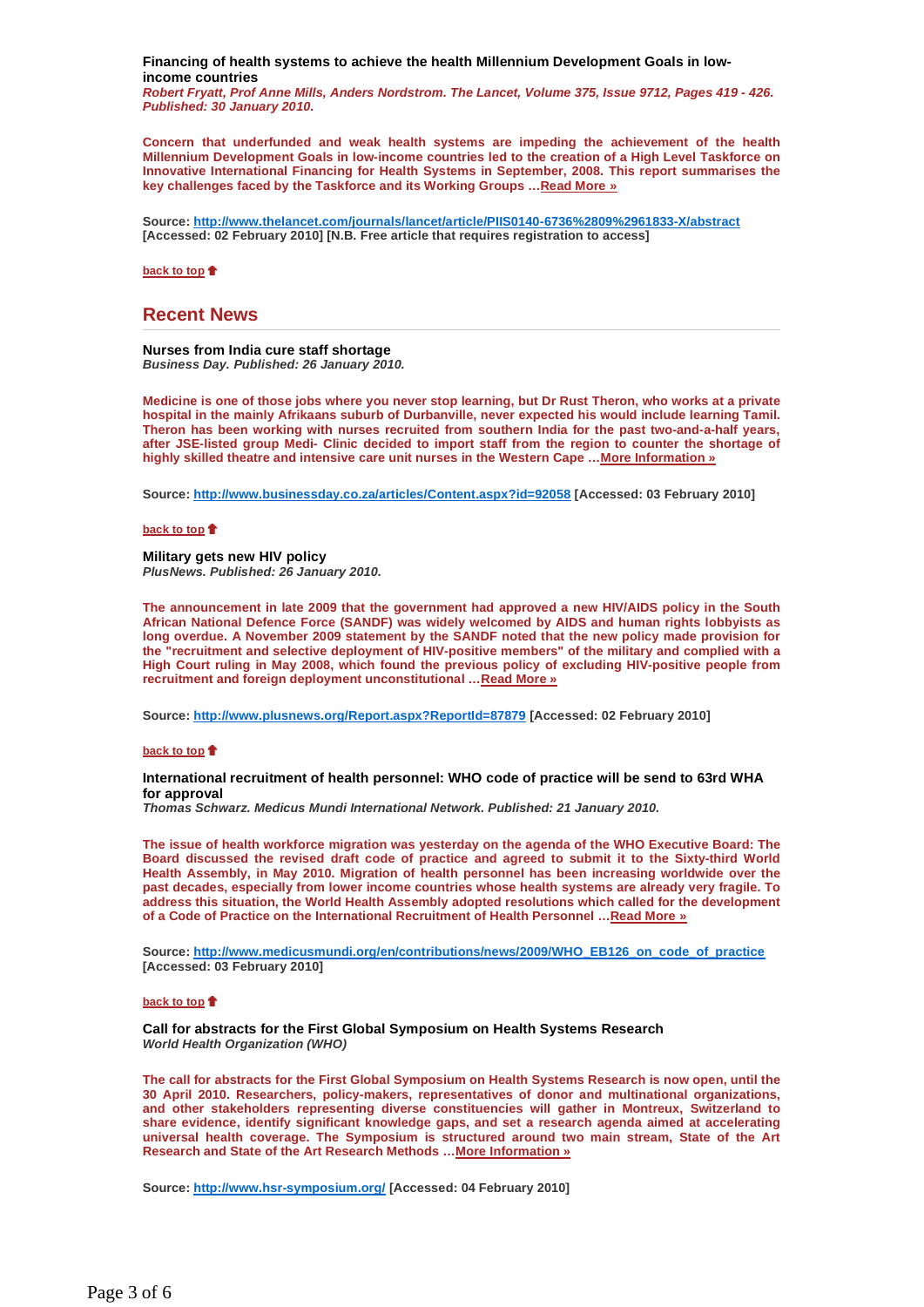**Financing of health systems to achieve the health Millennium Development Goals in low-income countries**
***Robert Fryatt, Prof Anne Mills, Anders Nordstrom. The Lancet, Volume 375, Issue 9712, Pages 419 - 426. Published: 30 January 2010.***

**Concern that underfunded and weak health systems are impeding the achievement of the health Millennium Development Goals in low-income countries led to the creation of a High Level Taskforce on Innovative International Financing for Health Systems in September, 2008. This report summarises the key challenges faced by the Taskforce and its Working Groups …Read More »**

**Source: http://www.thelancet.com/journals/lancet/article/PIIS0140-6736%2809%2961833-X/abstract [Accessed: 02 February 2010] [N.B. Free article that requires registration to access]**

back to top

## Recent News

**Nurses from India cure staff shortage**
***Business Day. Published: 26 January 2010.***

**Medicine is one of those jobs where you never stop learning, but Dr Rust Theron, who works at a private hospital in the mainly Afrikaans suburb of Durbanville, never expected his would include learning Tamil. Theron has been working with nurses recruited from southern India for the past two-and-a-half years, after JSE-listed group Medi- Clinic decided to import staff from the region to counter the shortage of highly skilled theatre and intensive care unit nurses in the Western Cape …More Information »**

**Source: http://www.businessday.co.za/articles/Content.aspx?id=92058 [Accessed: 03 February 2010]**

back to top

**Military gets new HIV policy**
***PlusNews. Published: 26 January 2010.***

**The announcement in late 2009 that the government had approved a new HIV/AIDS policy in the South African National Defence Force (SANDF) was widely welcomed by AIDS and human rights lobbyists as long overdue. A November 2009 statement by the SANDF noted that the new policy made provision for the "recruitment and selective deployment of HIV-positive members" of the military and complied with a High Court ruling in May 2008, which found the previous policy of excluding HIV-positive people from recruitment and foreign deployment unconstitutional …Read More »**

**Source: http://www.plusnews.org/Report.aspx?ReportId=87879 [Accessed: 02 February 2010]**

back to top

**International recruitment of health personnel: WHO code of practice will be send to 63rd WHA for approval**
***Thomas Schwarz. Medicus Mundi International Network. Published: 21 January 2010.***

**The issue of health workforce migration was yesterday on the agenda of the WHO Executive Board: The Board discussed the revised draft code of practice and agreed to submit it to the Sixty-third World Health Assembly, in May 2010. Migration of health personnel has been increasing worldwide over the past decades, especially from lower income countries whose health systems are already very fragile. To address this situation, the World Health Assembly adopted resolutions which called for the development of a Code of Practice on the International Recruitment of Health Personnel …Read More »**

**Source: http://www.medicusmundi.org/en/contributions/news/2009/WHO_EB126_on_code_of_practice [Accessed: 03 February 2010]**

back to top

**Call for abstracts for the First Global Symposium on Health Systems Research**
***World Health Organization (WHO)***

**The call for abstracts for the First Global Symposium on Health Systems Research is now open, until the 30 April 2010. Researchers, policy-makers, representatives of donor and multinational organizations, and other stakeholders representing diverse constituencies will gather in Montreux, Switzerland to share evidence, identify significant knowledge gaps, and set a research agenda aimed at accelerating universal health coverage. The Symposium is structured around two main stream, State of the Art Research and State of the Art Research Methods …More Information »**

**Source: http://www.hsr-symposium.org/ [Accessed: 04 February 2010]**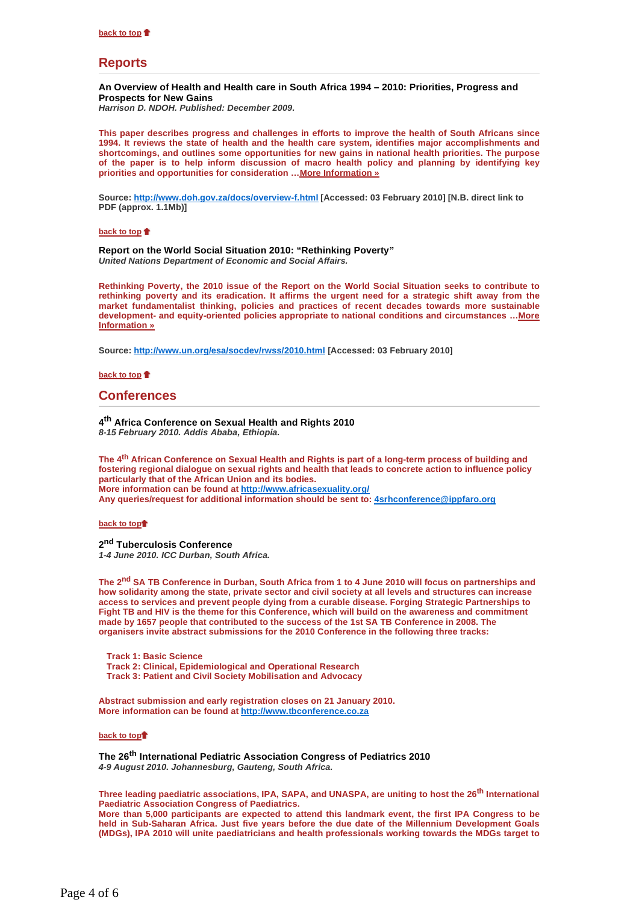back to top

## Reports

**An Overview of Health and Health care in South Africa 1994 – 2010: Priorities, Progress and Prospects for New Gains**
***Harrison D. NDOH. Published: December 2009.***

**This paper describes progress and challenges in efforts to improve the health of South Africans since 1994. It reviews the state of health and the health care system, identifies major accomplishments and shortcomings, and outlines some opportunities for new gains in national health priorities. The purpose of the paper is to help inform discussion of macro health policy and planning by identifying key priorities and opportunities for consideration …More Information »**

**Source: http://www.doh.gov.za/docs/overview-f.html [Accessed: 03 February 2010] [N.B. direct link to PDF (approx. 1.1Mb)]**

back to top

**Report on the World Social Situation 2010: "Rethinking Poverty"**
***United Nations Department of Economic and Social Affairs.***

**Rethinking Poverty, the 2010 issue of the Report on the World Social Situation seeks to contribute to rethinking poverty and its eradication. It affirms the urgent need for a strategic shift away from the market fundamentalist thinking, policies and practices of recent decades towards more sustainable development- and equity-oriented policies appropriate to national conditions and circumstances …More Information »**

**Source: http://www.un.org/esa/socdev/rwss/2010.html [Accessed: 03 February 2010]**

back to top

## Conferences

**4th Africa Conference on Sexual Health and Rights 2010**
***8-15 February 2010. Addis Ababa, Ethiopia.***

**The 4th African Conference on Sexual Health and Rights is part of a long-term process of building and fostering regional dialogue on sexual rights and health that leads to concrete action to influence policy particularly that of the African Union and its bodies.**
**More information can be found at http://www.africasexuality.org/**
**Any queries/request for additional information should be sent to: 4srhconference@ippfaro.org**

back to top

**2nd Tuberculosis Conference**
***1-4 June 2010. ICC Durban, South Africa.***

**The 2nd SA TB Conference in Durban, South Africa from 1 to 4 June 2010 will focus on partnerships and how solidarity among the state, private sector and civil society at all levels and structures can increase access to services and prevent people dying from a curable disease. Forging Strategic Partnerships to Fight TB and HIV is the theme for this Conference, which will build on the awareness and commitment made by 1657 people that contributed to the success of the 1st SA TB Conference in 2008. The organisers invite abstract submissions for the 2010 Conference in the following three tracks:**

**Track 1: Basic Science**
**Track 2: Clinical, Epidemiological and Operational Research**
**Track 3: Patient and Civil Society Mobilisation and Advocacy**

**Abstract submission and early registration closes on 21 January 2010.**
**More information can be found at http://www.tbconference.co.za**

back to top

**The 26th International Pediatric Association Congress of Pediatrics 2010**
***4-9 August 2010. Johannesburg, Gauteng, South Africa.***

**Three leading paediatric associations, IPA, SAPA, and UNASPA, are uniting to host the 26th International Paediatric Association Congress of Paediatrics.**
**More than 5,000 participants are expected to attend this landmark event, the first IPA Congress to be held in Sub-Saharan Africa. Just five years before the due date of the Millennium Development Goals (MDGs), IPA 2010 will unite paediatricians and health professionals working towards the MDGs target to**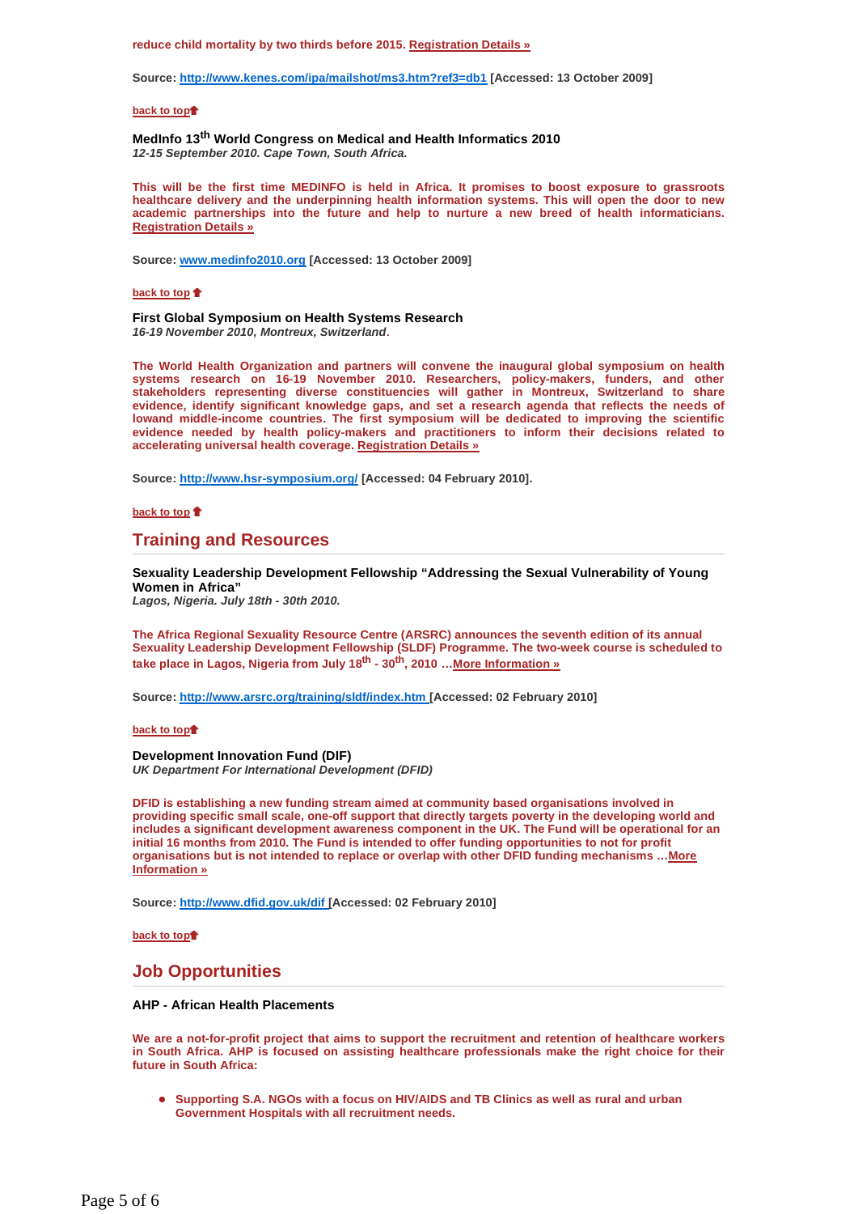**reduce child mortality by two thirds before 2015. [Registration Details »]**

**Source: http://www.kenes.com/ipa/mailshot/ms3.htm?ref3=db1 [Accessed: 13 October 2009]**

**back to top**

### MedInfo 13th World Congress on Medical and Health Informatics 2010

***12-15 September 2010. Cape Town, South Africa.***

**This will be the first time MEDINFO is held in Africa. It promises to boost exposure to grassroots healthcare delivery and the underpinning health information systems. This will open the door to new academic partnerships into the future and help to nurture a new breed of health informaticians. Registration Details »**

**Source: www.medinfo2010.org [Accessed: 13 October 2009]**

**back to top**

### First Global Symposium on Health Systems Research

***16-19 November 2010, Montreux, Switzerland.***

**The World Health Organization and partners will convene the inaugural global symposium on health systems research on 16-19 November 2010. Researchers, policy-makers, funders, and other stakeholders representing diverse constituencies will gather in Montreux, Switzerland to share evidence, identify significant knowledge gaps, and set a research agenda that reflects the needs of lowand middle-income countries. The first symposium will be dedicated to improving the scientific evidence needed by health policy-makers and practitioners to inform their decisions related to accelerating universal health coverage. Registration Details »**

**Source: http://www.hsr-symposium.org/ [Accessed: 04 February 2010].**

**back to top**

## Training and Resources

### Sexuality Leadership Development Fellowship "Addressing the Sexual Vulnerability of Young Women in Africa"

***Lagos, Nigeria. July 18th - 30th 2010.***

**The Africa Regional Sexuality Resource Centre (ARSRC) announces the seventh edition of its annual Sexuality Leadership Development Fellowship (SLDF) Programme. The two-week course is scheduled to take place in Lagos, Nigeria from July 18th - 30th, 2010 …More Information »**

**Source: http://www.arsrc.org/training/sldf/index.htm [Accessed: 02 February 2010]**

**back to top**

### Development Innovation Fund (DIF)

***UK Department For International Development (DFID)***

**DFID is establishing a new funding stream aimed at community based organisations involved in providing specific small scale, one-off support that directly targets poverty in the developing world and includes a significant development awareness component in the UK. The Fund will be operational for an initial 16 months from 2010. The Fund is intended to offer funding opportunities to not for profit organisations but is not intended to replace or overlap with other DFID funding mechanisms …More Information »**

**Source: http://www.dfid.gov.uk/dif [Accessed: 02 February 2010]**

**back to top**

## Job Opportunities

### AHP - African Health Placements

**We are a not-for-profit project that aims to support the recruitment and retention of healthcare workers in South Africa. AHP is focused on assisting healthcare professionals make the right choice for their future in South Africa:**

- **Supporting S.A. NGOs with a focus on HIV/AIDS and TB Clinics as well as rural and urban Government Hospitals with all recruitment needs.**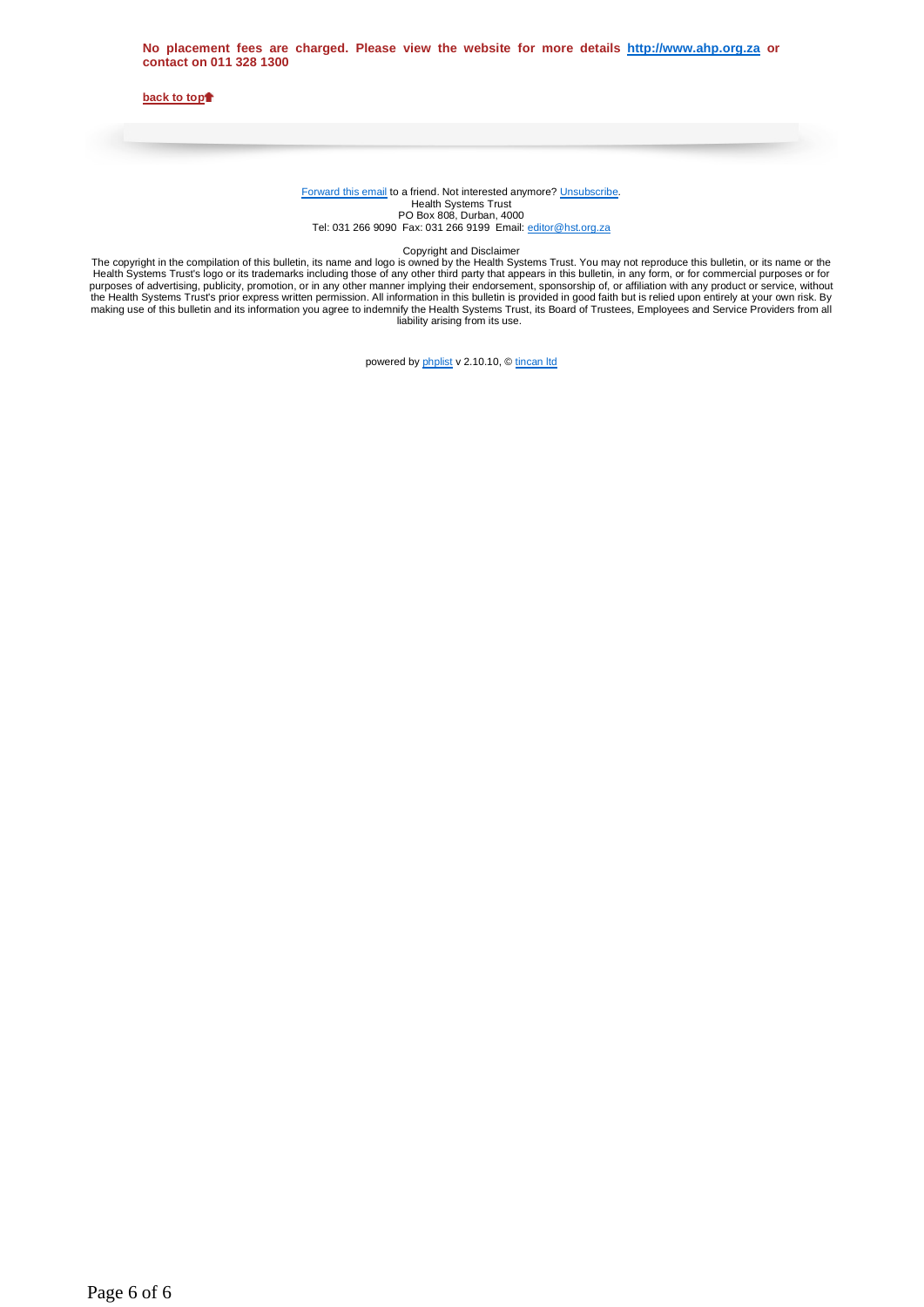**No placement fees are charged. Please view the website for more details [http://www.ahp.org.za](http://www.ahp.org.za) or contact on 011 328 1300**

**[back to top](#)**

[Forward this email](#) to a friend. Not interested anymore? [Unsubscribe](#).
Health Systems Trust
PO Box 808, Durban, 4000
Tel: 031 266 9090  Fax: 031 266 9199  Email: [editor@hst.org.za](mailto:editor@hst.org.za)

Copyright and Disclaimer
The copyright in the compilation of this bulletin, its name and logo is owned by the Health Systems Trust. You may not reproduce this bulletin, or its name or the Health Systems Trust's logo or its trademarks including those of any other third party that appears in this bulletin, in any form, or for commercial purposes or for purposes of advertising, publicity, promotion, or in any other manner implying their endorsement, sponsorship of, or affiliation with any product or service, without the Health Systems Trust's prior express written permission. All information in this bulletin is provided in good faith but is relied upon entirely at your own risk. By making use of this bulletin and its information you agree to indemnify the Health Systems Trust, its Board of Trustees, Employees and Service Providers from all liability arising from its use.

powered by [phplist](#) v 2.10.10, © [tincan ltd](#)